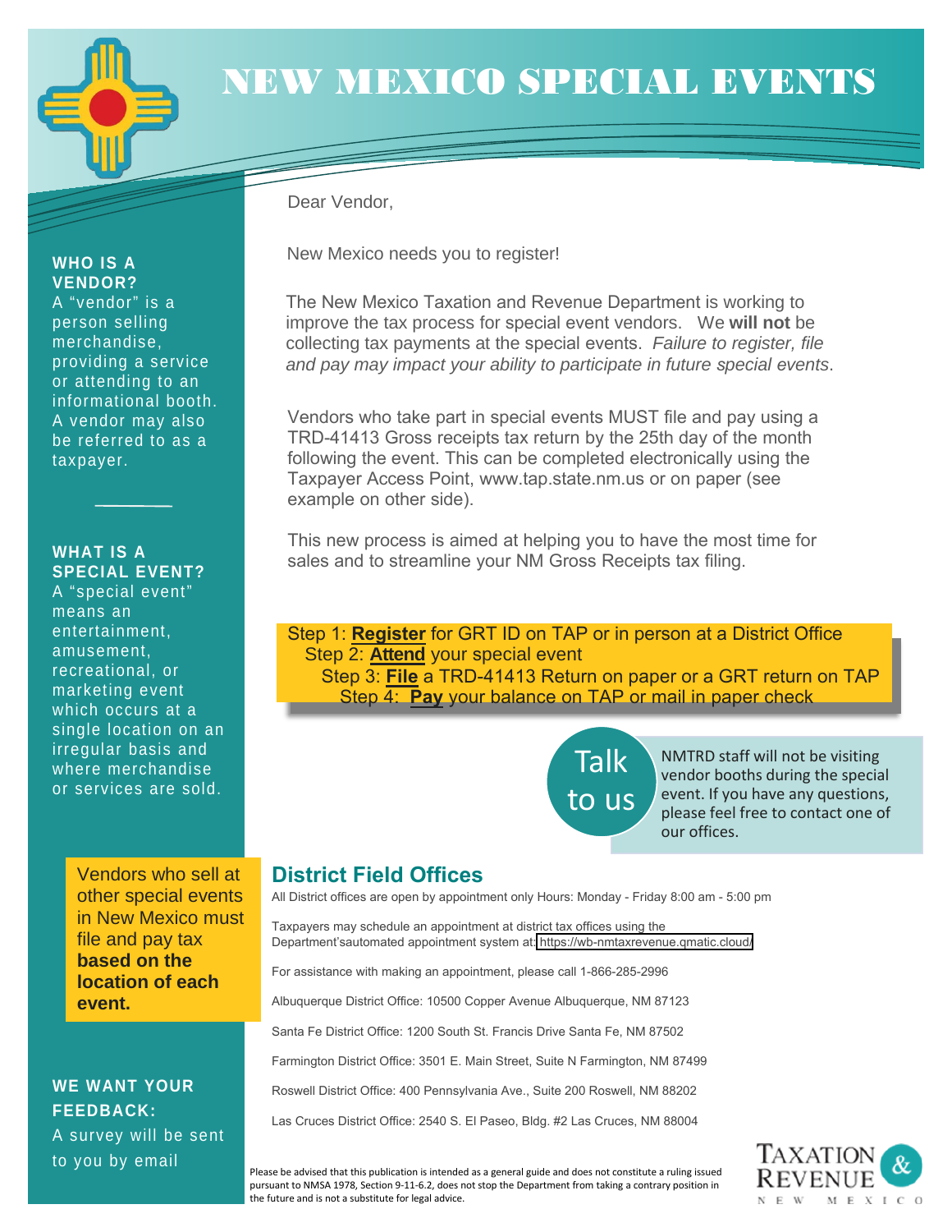# NEW MEXICO SPECIAL EVENTS

Dear Vendor,

New Mexico needs you to register!

The New Mexico Taxation and Revenue Department is working to improve the tax process for special event vendors. We **will not** be collecting tax payments at the special events. *Failure to register, file and pay may impact your ability to participate in future special events*.

Vendors who take part in special events MUST file and pay using a TRD-41413 Gross receipts tax return by the 25th day of the month following the event. This can be completed electronically using the Taxpayer Access Point, www.tap.state.nm.us or on paper (see example on other side).

This new process is aimed at helping you to have the most time for sales and to streamline your NM Gross Receipts tax filing.

Step 1: **Register** for GRT ID on TAP or in person at a District Office
Step 2: **Attend** your special event
Step 3: **File** a TRD-41413 Return on paper or a GRT return on TAP
Step 4: **Pay** your balance on TAP or mail in paper check

**Talk to us**

NMTRD staff will not be visiting vendor booths during the special event. If you have any questions, please feel free to contact one of our offices.

### WHO IS A VENDOR?

A "vendor" is a person selling merchandise, providing a service or attending to an informational booth. A vendor may also be referred to as a taxpayer.

### WHAT IS A SPECIAL EVENT?

A "special event" means an entertainment, amusement, recreational, or marketing event which occurs at a single location on an irregular basis and where merchandise or services are sold.

Vendors who sell at other special events in New Mexico must file and pay tax **based on the location of each event.**

### WE WANT YOUR FEEDBACK:

A survey will be sent to you by email

## District Field Offices

All District offices are open by appointment only Hours: Monday - Friday 8:00 am - 5:00 pm

Taxpayers may schedule an appointment at district tax offices using the Department'sautomated appointment system at: https://wb-nmtaxrevenue.qmatic.cloud/

For assistance with making an appointment, please call 1-866-285-2996

Albuquerque District Office: 10500 Copper Avenue Albuquerque, NM 87123

Santa Fe District Office: 1200 South St. Francis Drive Santa Fe, NM 87502

Farmington District Office: 3501 E. Main Street, Suite N Farmington, NM 87499

Roswell District Office: 400 Pennsylvania Ave., Suite 200 Roswell, NM 88202

Las Cruces District Office: 2540 S. El Paseo, Bldg. #2 Las Cruces, NM 88004

Please be advised that this publication is intended as a general guide and does not constitute a ruling issued pursuant to NMSA 1978, Section 9-11-6.2, does not stop the Department from taking a contrary position in the future and is not a substitute for legal advice.

TAXATION & REVENUE
NEW MEXICO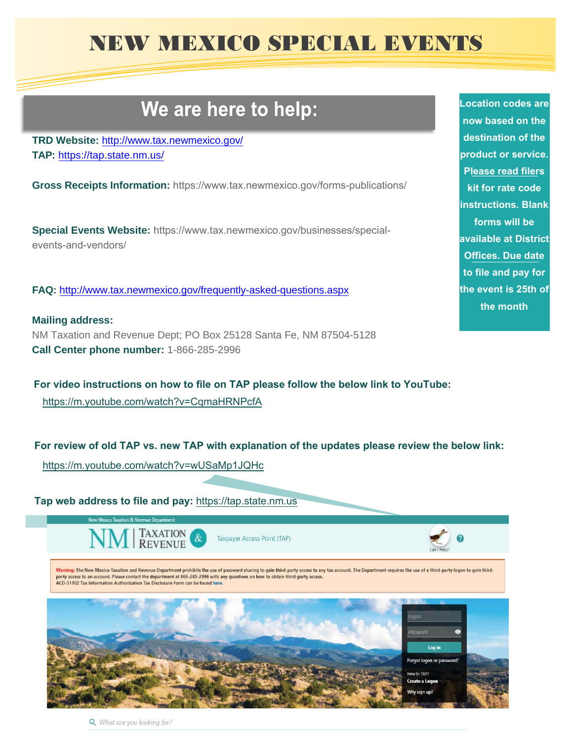# NEW MEXICO SPECIAL EVENTS

## We are here to help:

**TRD Website:** http://www.tax.newmexico.gov/
**TAP:** https://tap.state.nm.us/

**Gross Receipts Information:** https://www.tax.newmexico.gov/forms-publications/

**Special Events Website:** https://www.tax.newmexico.gov/businesses/special-events-and-vendors/

**FAQ:** http://www.tax.newmexico.gov/frequently-asked-questions.aspx

**Mailing address:**
NM Taxation and Revenue Dept; PO Box 25128 Santa Fe, NM 87504-5128
**Call Center phone number:** 1-866-285-2996

**Location codes are now based on the destination of the product or service. Please read filers kit for rate code instructions. Blank forms will be available at District Offices. Due date to file and pay for the event is 25th of the month**

**For video instructions on how to file on TAP please follow the below link to YouTube:**
https://m.youtube.com/watch?v=CqmaHRNPcfA

**For review of old TAP vs. new TAP with explanation of the updates please review the below link:**
https://m.youtube.com/watch?v=wUSaMp1JQHc

**Tap web address to file and pay:** https://tap.state.nm.us

New Mexico Taxation & Revenue Department

NM | TAXATION & REVENUE    Taxpayer Access Point (TAP)    Can I Help?

**Warning:** The New Mexico Taxation and Revenue Department prohibits the use of password sharing to gain third-party access to any tax account. The Department requires the use of a third-party logon to gain third-party access to an account. Please contact the department at 866-285-2996 with any questions on how to obtain third-party access.
ACD-31102 Tax Information Authorization Tax Disclosure Form can be found here.

Logon
Password
Log in
Forgot logon or password?
New to TAP?
Create a Logon
Why sign up?

What are you looking for?